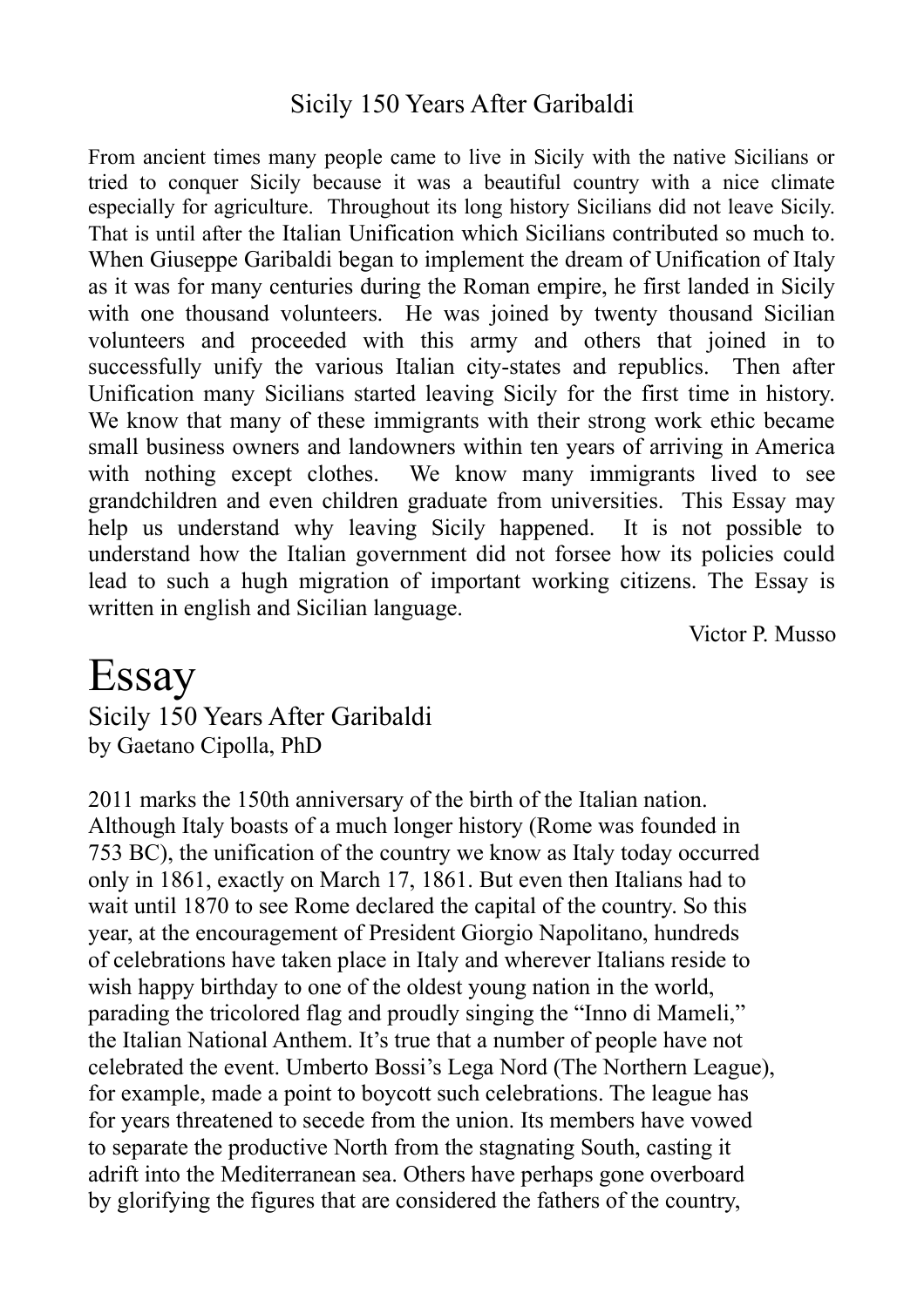## Sicily 150 Years After Garibaldi

From ancient times many people came to live in Sicily with the native Sicilians or tried to conquer Sicily because it was a beautiful country with a nice climate especially for agriculture. Throughout its long history Sicilians did not leave Sicily. That is until after the Italian Unification which Sicilians contributed so much to. When Giuseppe Garibaldi began to implement the dream of Unification of Italy as it was for many centuries during the Roman empire, he first landed in Sicily with one thousand volunteers. He was joined by twenty thousand Sicilian volunteers and proceeded with this army and others that joined in to successfully unify the various Italian city-states and republics. Then after Unification many Sicilians started leaving Sicily for the first time in history. We know that many of these immigrants with their strong work ethic became small business owners and landowners within ten years of arriving in America with nothing except clothes. We know many immigrants lived to see grandchildren and even children graduate from universities. This Essay may help us understand why leaving Sicily happened. It is not possible to understand how the Italian government did not forsee how its policies could lead to such a hugh migration of important working citizens. The Essay is written in english and Sicilian language.

Victor P. Musso

# Essay

## Sicily 150 Years After Garibaldi

by Gaetano Cipolla, PhD

2011 marks the 150th anniversary of the birth of the Italian nation. Although Italy boasts of a much longer history (Rome was founded in 753 BC), the unification of the country we know as Italy today occurred only in 1861, exactly on March 17, 1861. But even then Italians had to wait until 1870 to see Rome declared the capital of the country. So this year, at the encouragement of President Giorgio Napolitano, hundreds of celebrations have taken place in Italy and wherever Italians reside to wish happy birthday to one of the oldest young nation in the world, parading the tricolored flag and proudly singing the "Inno di Mameli," the Italian National Anthem. It's true that a number of people have not celebrated the event. Umberto Bossi's Lega Nord (The Northern League), for example, made a point to boycott such celebrations. The league has for years threatened to secede from the union. Its members have vowed to separate the productive North from the stagnating South, casting it adrift into the Mediterranean sea. Others have perhaps gone overboard by glorifying the figures that are considered the fathers of the country,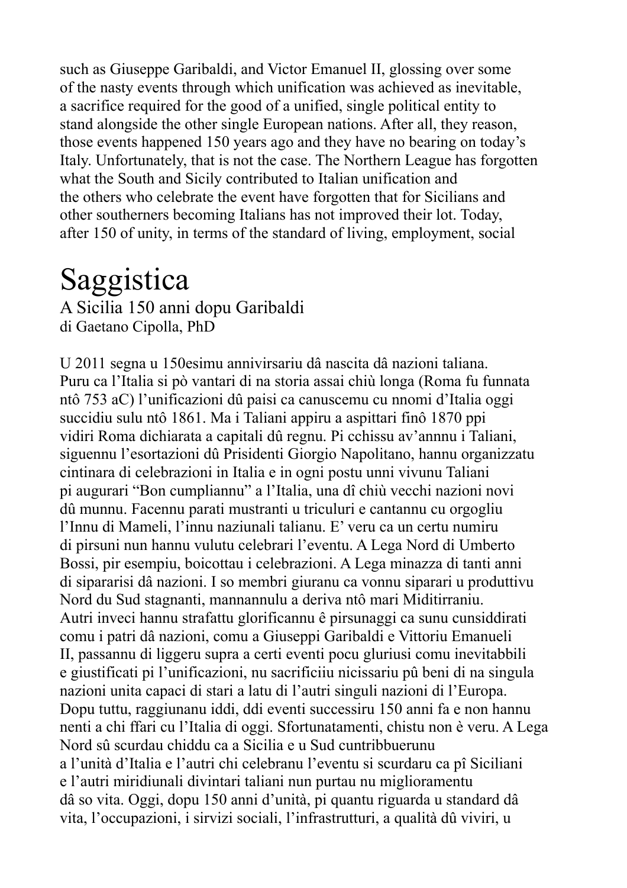such as Giuseppe Garibaldi, and Victor Emanuel II, glossing over some of the nasty events through which unification was achieved as inevitable, a sacrifice required for the good of a unified, single political entity to stand alongside the other single European nations. After all, they reason, those events happened 150 years ago and they have no bearing on today's Italy. Unfortunately, that is not the case. The Northern League has forgotten what the South and Sicily contributed to Italian unification and the others who celebrate the event have forgotten that for Sicilians and other southerners becoming Italians has not improved their lot. Today, after 150 of unity, in terms of the standard of living, employment, social

# Saggistica

## A Sicilia 150 anni dopu Garibaldi

di Gaetano Cipolla, PhD

U 2011 segna u 150esimu annivirsariu dâ nascita dâ nazioni taliana. Puru ca l'Italia si pò vantari di na storia assai chiù longa (Roma fu funnata ntô 753 aC) l'unificazioni dû paisi ca canuscemu cu nnomi d'Italia oggi succidiu sulu ntô 1861. Ma i Taliani appiru a aspittari finô 1870 ppi vidiri Roma dichiarata a capitali dû regnu. Pi cchissu av'annnu i Taliani, siguennu l'esortazioni dû Prisidenti Giorgio Napolitano, hannu organizzatu cintinara di celebrazioni in Italia e in ogni postu unni vivunu Taliani pi augurari "Bon cumpliannu" a l'Italia, una dî chiù vecchi nazioni novi dû munnu. Facennu parati mustranti u triculuri e cantannu cu orgogliu l'Innu di Mameli, l'innu naziunali talianu. E' veru ca un certu numiru di pirsuni nun hannu vulutu celebrari l'eventu. A Lega Nord di Umberto Bossi, pir esempiu, boicottau i celebrazioni. A Lega minazza di tanti anni di sipararisi dâ nazioni. I so membri giuranu ca vonnu siparari u produttivu Nord du Sud stagnanti, mannannulu a deriva ntô mari Miditirraniu. Autri inveci hannu strafattu glorificannu ê pirsunaggi ca sunu cunsiddirati comu i patri dâ nazioni, comu a Giuseppi Garibaldi e Vittoriu Emanueli II, passannu di liggeru supra a certi eventi pocu gluriusi comu inevitabbili e giustificati pi l'unificazioni, nu sacrificiiu nicissariu pû beni di na singula nazioni unita capaci di stari a latu di l'autri singuli nazioni di l'Europa. Dopu tuttu, raggiunanu iddi, ddi eventi successiru 150 anni fa e non hannu nenti a chi ffari cu l'Italia di oggi. Sfortunatamenti, chistu non è veru. A Lega Nord sû scurdau chiddu ca a Sicilia e u Sud cuntribbuerunu a l'unità d'Italia e l'autri chi celebranu l'eventu si scurdaru ca pî Siciliani e l'autri miridiunali divintari taliani nun purtau nu miglioramentu dâ so vita. Oggi, dopu 150 anni d'unità, pi quantu riguarda u standard dâ vita, l'occupazioni, i sirvizi sociali, l'infrastrutturi, a qualità dû viviri, u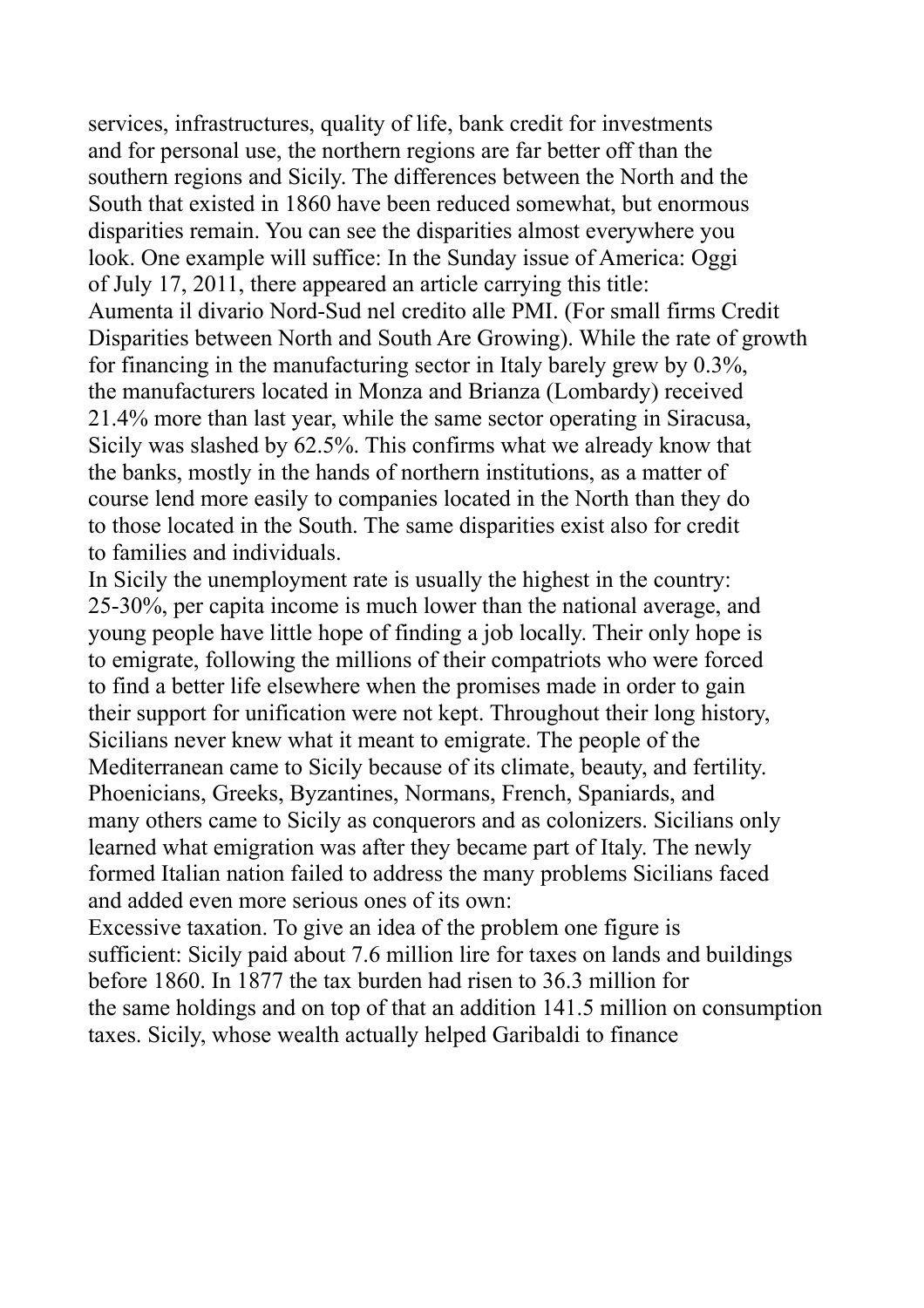services, infrastructures, quality of life, bank credit for investments and for personal use, the northern regions are far better off than the southern regions and Sicily. The differences between the North and the South that existed in 1860 have been reduced somewhat, but enormous disparities remain. You can see the disparities almost everywhere you look. One example will suffice: In the Sunday issue of America: Oggi of July 17, 2011, there appeared an article carrying this title: Aumenta il divario Nord-Sud nel credito alle PMI. (For small firms Credit Disparities between North and South Are Growing). While the rate of growth for financing in the manufacturing sector in Italy barely grew by 0.3%, the manufacturers located in Monza and Brianza (Lombardy) received 21.4% more than last year, while the same sector operating in Siracusa, Sicily was slashed by 62.5%. This confirms what we already know that the banks, mostly in the hands of northern institutions, as a matter of course lend more easily to companies located in the North than they do to those located in the South. The same disparities exist also for credit to families and individuals.

In Sicily the unemployment rate is usually the highest in the country: 25-30%, per capita income is much lower than the national average, and young people have little hope of finding a job locally. Their only hope is to emigrate, following the millions of their compatriots who were forced to find a better life elsewhere when the promises made in order to gain their support for unification were not kept. Throughout their long history, Sicilians never knew what it meant to emigrate. The people of the Mediterranean came to Sicily because of its climate, beauty, and fertility. Phoenicians, Greeks, Byzantines, Normans, French, Spaniards, and many others came to Sicily as conquerors and as colonizers. Sicilians only learned what emigration was after they became part of Italy. The newly formed Italian nation failed to address the many problems Sicilians faced and added even more serious ones of its own:

Excessive taxation. To give an idea of the problem one figure is sufficient: Sicily paid about 7.6 million lire for taxes on lands and buildings before 1860. In 1877 the tax burden had risen to 36.3 million for the same holdings and on top of that an addition 141.5 million on consumption taxes. Sicily, whose wealth actually helped Garibaldi to finance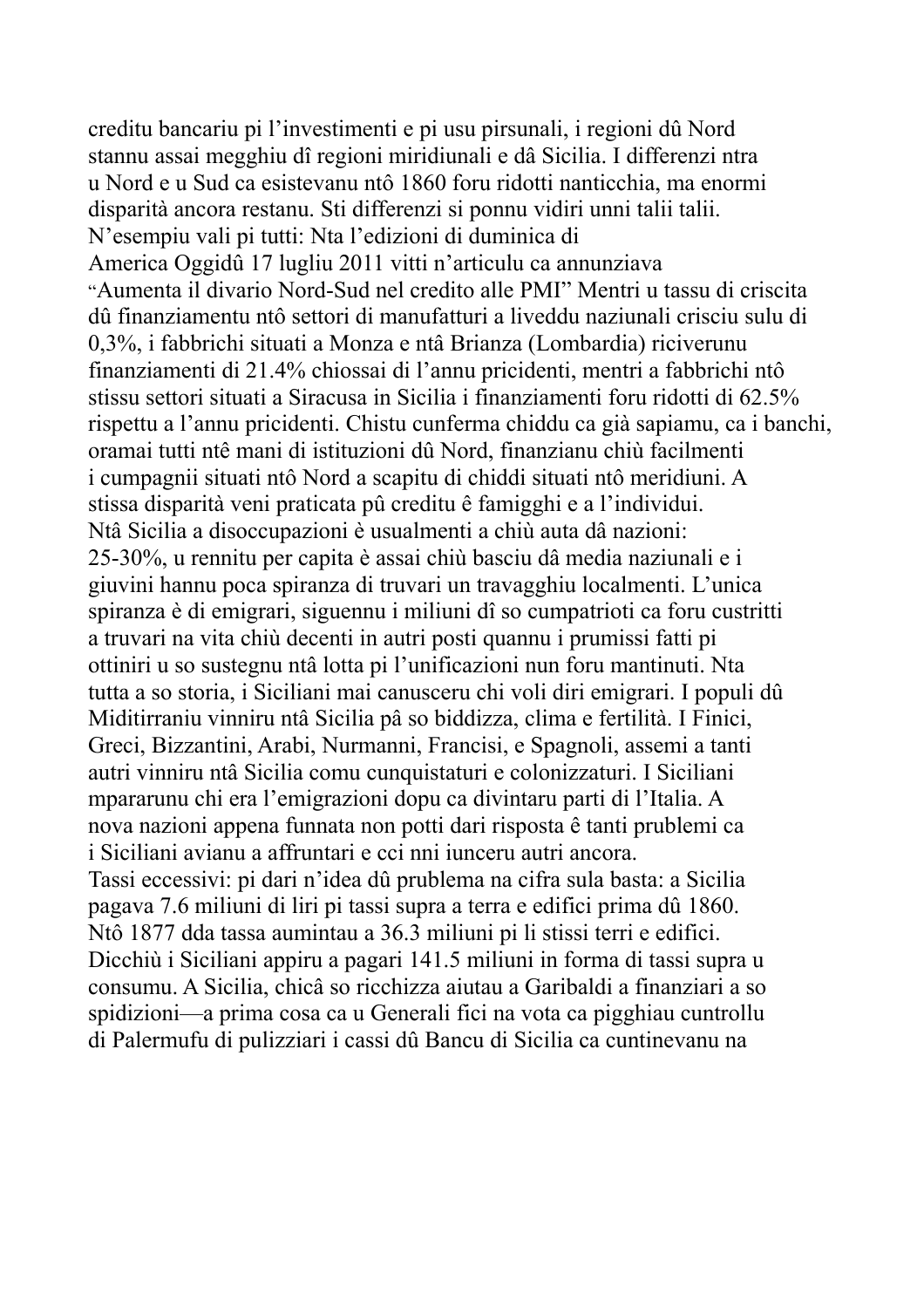creditu bancariu pi l'investimenti e pi usu pirsunali, i regioni dû Nord stannu assai megghiu dî regioni miridiunali e dâ Sicilia. I differenzi ntra u Nord e u Sud ca esistevanu ntô 1860 foru ridotti nanticchia, ma enormi disparità ancora restanu. Sti differenzi si ponnu vidiri unni talii talii. N'esempiu vali pi tutti: Nta l'edizioni di duminica di America Oggidû 17 lugliu 2011 vitti n'articulu ca annunziava "Aumenta il divario Nord-Sud nel credito alle PMI" Mentri u tassu di criscita dû finanziamentu ntô settori di manufatturi a liveddu naziunali crisciu sulu di 0,3%, i fabbrichi situati a Monza e ntâ Brianza (Lombardia) riciverunu finanziamenti di 21.4% chiossai di l'annu pricidenti, mentri a fabbrichi ntô stissu settori situati a Siracusa in Sicilia i finanziamenti foru ridotti di 62.5% rispettu a l'annu pricidenti. Chistu cunferma chiddu ca già sapiamu, ca i banchi, oramai tutti ntê mani di istituzioni dû Nord, finanzianu chiù facilmenti i cumpagnii situati ntô Nord a scapitu di chiddi situati ntô meridiuni. A stissa disparità veni praticata pû creditu ê famigghi e a l'individui.

Ntâ Sicilia a disoccupazioni è usualmenti a chiù auta dâ nazioni: 25-30%, u rennitu per capita è assai chiù basciu dâ media naziunali e i giuvini hannu poca spiranza di truvari un travagghiu localmenti. L'unica spiranza è di emigrari, siguennu i miliuni dî so cumpatrioti ca foru custritti a truvari na vita chiù decenti in autri posti quannu i prumissi fatti pi ottiniri u so sustegnu ntâ lotta pi l'unificazioni nun foru mantinuti. Nta tutta a so storia, i Siciliani mai canusceru chi voli diri emigrari. I populi dû Miditirraniu vinniru ntâ Sicilia pâ so biddizza, clima e fertilità. I Finici, Greci, Bizzantini, Arabi, Nurmanni, Francisi, e Spagnoli, assemi a tanti autri vinniru ntâ Sicilia comu cunquistaturi e colonizzaturi. I Siciliani mpararunu chi era l'emigrazioni dopu ca divintaru parti di l'Italia. A nova nazioni appena funnata non potti dari risposta ê tanti prublemi ca i Siciliani avianu a affruntari e cci nni iunceru autri ancora.

Tassi eccessivi: pi dari n'idea dû prublema na cifra sula basta: a Sicilia pagava 7.6 miliuni di liri pi tassi supra a terra e edifici prima dû 1860. Ntô 1877 dda tassa aumintau a 36.3 miliuni pi li stissi terri e edifici. Dicchiù i Siciliani appiru a pagari 141.5 miliuni in forma di tassi supra u consumu. A Sicilia, chicâ so ricchizza aiutau a Garibaldi a finanziari a so spidizioni—a prima cosa ca u Generali fici na vota ca pigghiau cuntrollu di Palermufu di pulizziari i cassi dû Bancu di Sicilia ca cuntinevanu na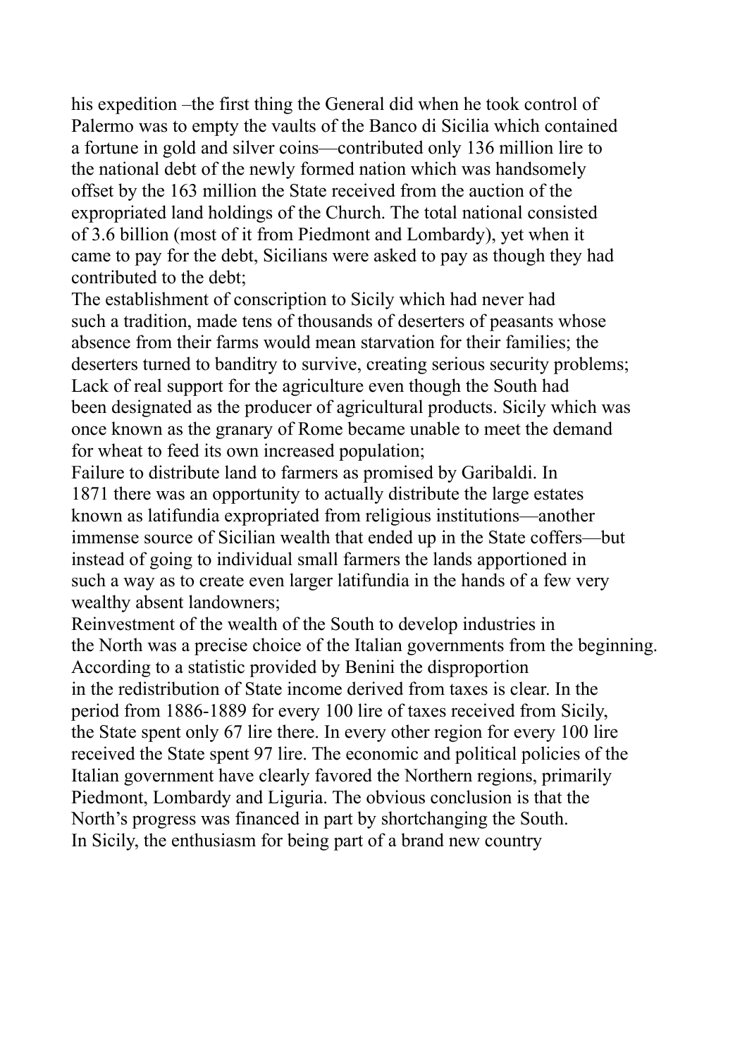his expedition –the first thing the General did when he took control of Palermo was to empty the vaults of the Banco di Sicilia which contained a fortune in gold and silver coins—contributed only 136 million lire to the national debt of the newly formed nation which was handsomely offset by the 163 million the State received from the auction of the expropriated land holdings of the Church. The total national consisted of 3.6 billion (most of it from Piedmont and Lombardy), yet when it came to pay for the debt, Sicilians were asked to pay as though they had contributed to the debt;

The establishment of conscription to Sicily which had never had such a tradition, made tens of thousands of deserters of peasants whose absence from their farms would mean starvation for their families; the deserters turned to banditry to survive, creating serious security problems;

Lack of real support for the agriculture even though the South had been designated as the producer of agricultural products. Sicily which was once known as the granary of Rome became unable to meet the demand for wheat to feed its own increased population;

Failure to distribute land to farmers as promised by Garibaldi. In 1871 there was an opportunity to actually distribute the large estates known as latifundia expropriated from religious institutions—another immense source of Sicilian wealth that ended up in the State coffers—but instead of going to individual small farmers the lands apportioned in such a way as to create even larger latifundia in the hands of a few very wealthy absent landowners;

Reinvestment of the wealth of the South to develop industries in the North was a precise choice of the Italian governments from the beginning. According to a statistic provided by Benini the disproportion in the redistribution of State income derived from taxes is clear. In the period from 1886-1889 for every 100 lire of taxes received from Sicily, the State spent only 67 lire there. In every other region for every 100 lire received the State spent 97 lire. The economic and political policies of the Italian government have clearly favored the Northern regions, primarily Piedmont, Lombardy and Liguria. The obvious conclusion is that the North's progress was financed in part by shortchanging the South.

In Sicily, the enthusiasm for being part of a brand new country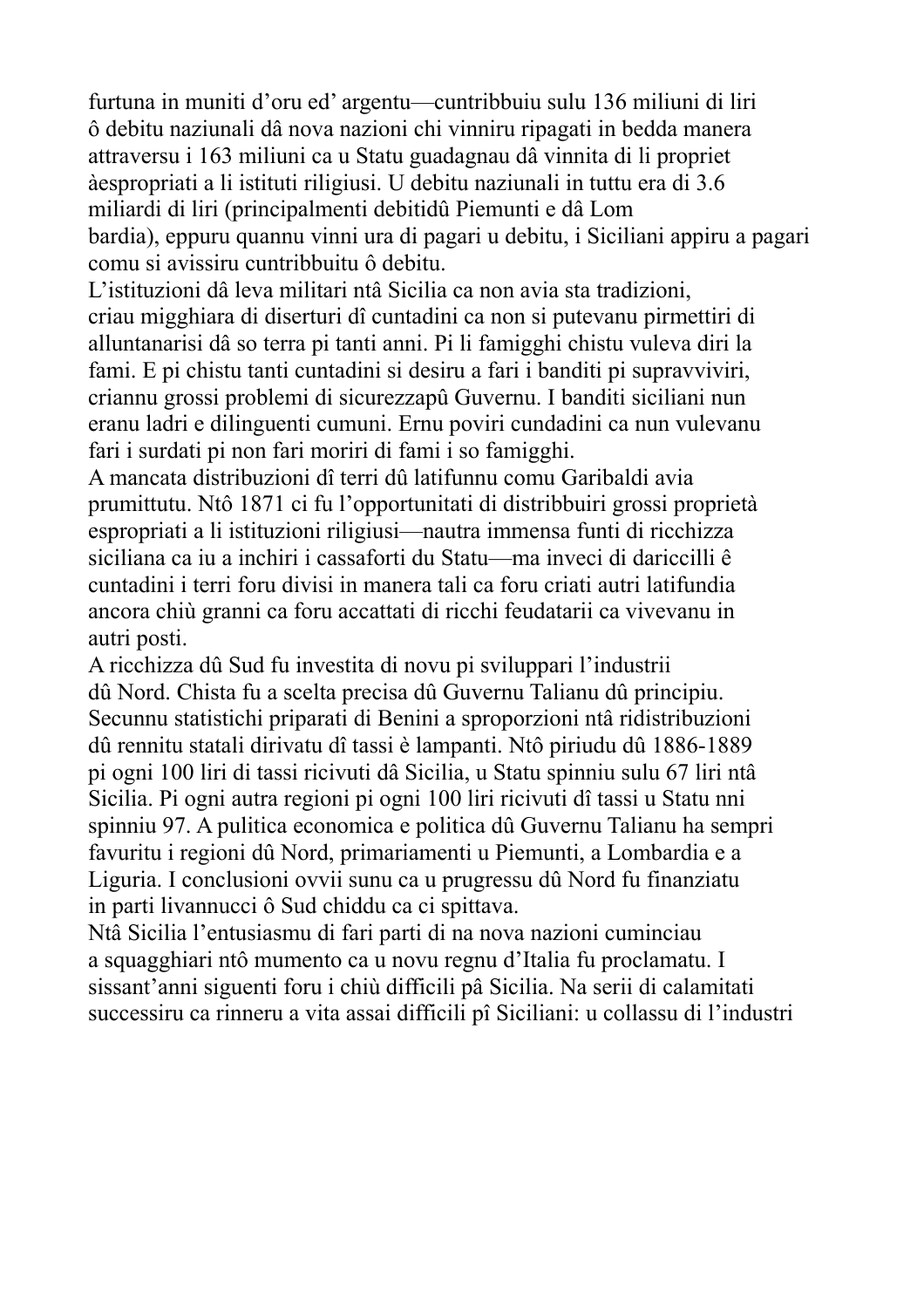furtuna in muniti d'oru ed' argentu—cuntribbuiu sulu 136 miliuni di liri ô debitu naziunali dâ nova nazioni chi vinniru ripagati in bedda manera attraversu i 163 miliuni ca u Statu guadagnau dâ vinnita di li propriet àespropriati a li istituti riligiusi. U debitu naziunali in tuttu era di 3.6 miliardi di liri (principalmenti debitidû Piemunti e dâ Lom bardia), eppuru quannu vinni ura di pagari u debitu, i Siciliani appiru a pagari comu si avissiru cuntribbuitu ô debitu.

L'istituzioni dâ leva militari ntâ Sicilia ca non avia sta tradizioni, criau migghiara di diserturi dî cuntadini ca non si putevanu pirmettiri di alluntanarisi dâ so terra pi tanti anni. Pi li famigghi chistu vuleva diri la fami. E pi chistu tanti cuntadini si desiru a fari i banditi pi supravviviri, criannu grossi problemi di sicurezzapû Guvernu. I banditi siciliani nun eranu ladri e dilinguenti cumuni. Ernu poviri cundadini ca nun vulevanu fari i surdati pi non fari moriri di fami i so famigghi.

A mancata distribuzioni dî terri dû latifunnu comu Garibaldi avia prumittutu. Ntô 1871 ci fu l'opportunitati di distribbuiri grossi proprietà espropriati a li istituzioni riligiusi—nautra immensa funti di ricchizza siciliana ca iu a inchiri i cassaforti du Statu—ma inveci di dariccilli ê cuntadini i terri foru divisi in manera tali ca foru criati autri latifundia ancora chiù granni ca foru accattati di ricchi feudatarii ca vivevanu in autri posti.

A ricchizza dû Sud fu investita di novu pi sviluppari l'industrii dû Nord. Chista fu a scelta precisa dû Guvernu Talianu dû principiu. Secunnu statistichi priparati di Benini a sproporzioni ntâ ridistribuzioni dû rennitu statali dirivatu dî tassi è lampanti. Ntô piriudu dû 1886-1889 pi ogni 100 liri di tassi ricivuti dâ Sicilia, u Statu spinniu sulu 67 liri ntâ Sicilia. Pi ogni autra regioni pi ogni 100 liri ricivuti dî tassi u Statu nni spinniu 97. A pulitica economica e politica dû Guvernu Talianu ha sempri favuritu i regioni dû Nord, primariamenti u Piemunti, a Lombardia e a Liguria. I conclusioni ovvii sunu ca u prugressu dû Nord fu finanziatu in parti livannucci ô Sud chiddu ca ci spittava.

Ntâ Sicilia l'entusiasmu di fari parti di na nova nazioni cuminciau a squagghiari ntô mumento ca u novu regnu d'Italia fu proclamatu. I sissant'anni siguenti foru i chiù difficili pâ Sicilia. Na serii di calamitati successiru ca rinneru a vita assai difficili pî Siciliani: u collassu di l'industri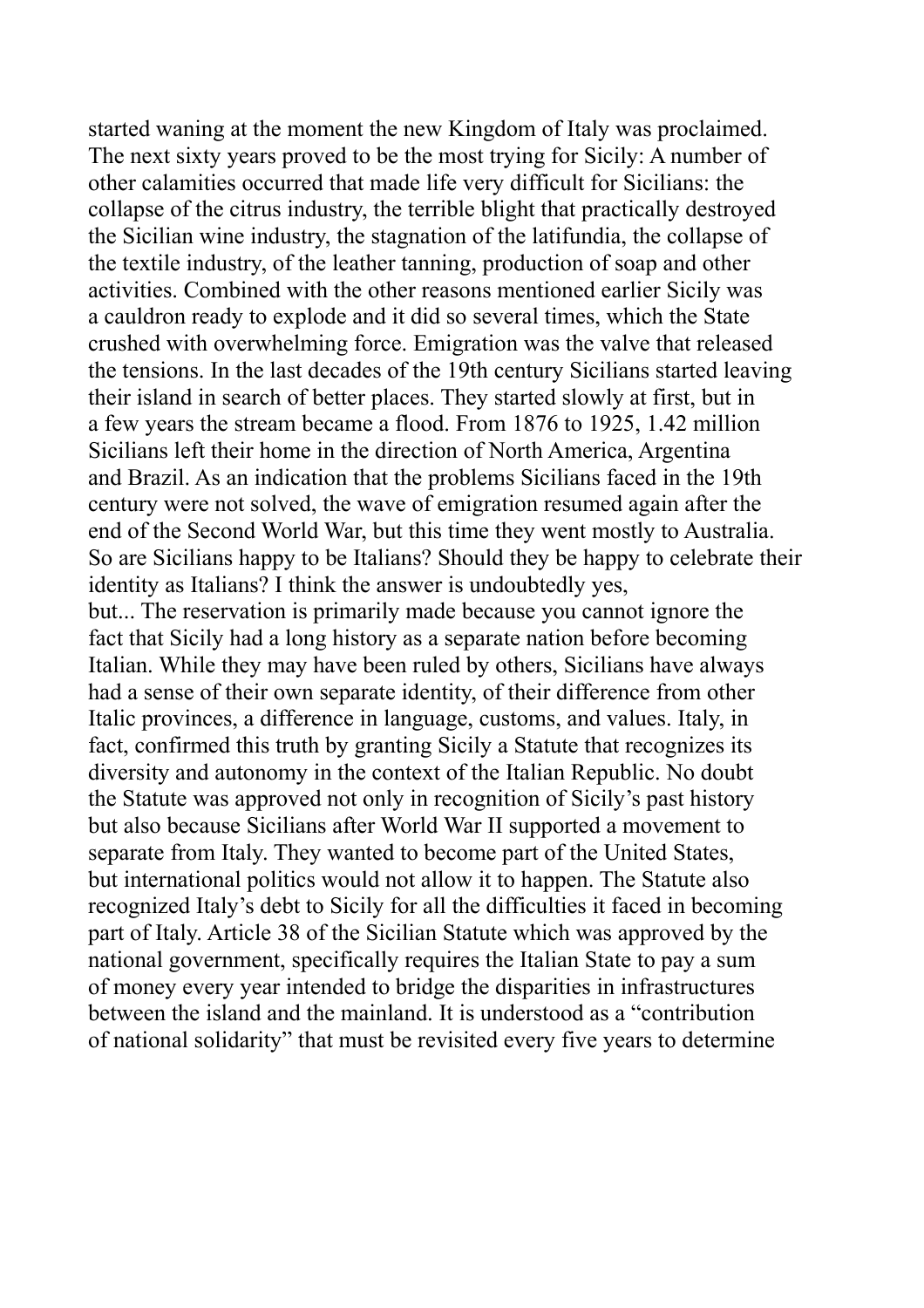started waning at the moment the new Kingdom of Italy was proclaimed. The next sixty years proved to be the most trying for Sicily: A number of other calamities occurred that made life very difficult for Sicilians: the collapse of the citrus industry, the terrible blight that practically destroyed the Sicilian wine industry, the stagnation of the latifundia, the collapse of the textile industry, of the leather tanning, production of soap and other activities. Combined with the other reasons mentioned earlier Sicily was a cauldron ready to explode and it did so several times, which the State crushed with overwhelming force. Emigration was the valve that released the tensions. In the last decades of the 19th century Sicilians started leaving their island in search of better places. They started slowly at first, but in a few years the stream became a flood. From 1876 to 1925, 1.42 million Sicilians left their home in the direction of North America, Argentina and Brazil. As an indication that the problems Sicilians faced in the 19th century were not solved, the wave of emigration resumed again after the end of the Second World War, but this time they went mostly to Australia.

So are Sicilians happy to be Italians? Should they be happy to celebrate their identity as Italians? I think the answer is undoubtedly yes, but... The reservation is primarily made because you cannot ignore the fact that Sicily had a long history as a separate nation before becoming Italian. While they may have been ruled by others, Sicilians have always had a sense of their own separate identity, of their difference from other Italic provinces, a difference in language, customs, and values. Italy, in fact, confirmed this truth by granting Sicily a Statute that recognizes its diversity and autonomy in the context of the Italian Republic. No doubt the Statute was approved not only in recognition of Sicily's past history but also because Sicilians after World War II supported a movement to separate from Italy. They wanted to become part of the United States, but international politics would not allow it to happen. The Statute also recognized Italy's debt to Sicily for all the difficulties it faced in becoming part of Italy. Article 38 of the Sicilian Statute which was approved by the national government, specifically requires the Italian State to pay a sum of money every year intended to bridge the disparities in infrastructures between the island and the mainland. It is understood as a "contribution of national solidarity" that must be revisited every five years to determine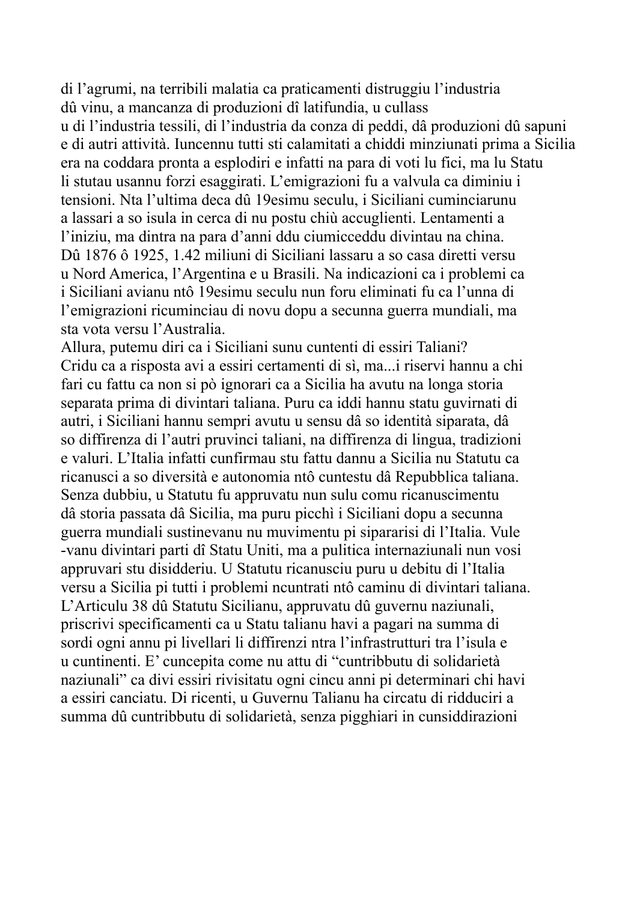di l’agrumi, na terribili malatia ca praticamenti distruggiu l’industria dû vinu, a mancanza di produzioni dî latifundia, u cullassu di l’industria tessili, di l’industria da conza di peddi, dâ produzioni dû sapuni e di autri attività. Iuncennu tutti sti calamitati a chiddi minziunati prima a Sicilia era na coddara pronta a esplodiri e infatti na para di voti lu fici, ma lu Statu li stutau usannu forzi esaggirati. L’emigrazioni fu a valvula ca diminiu i tensioni. Nta l’ultima deca dû 19esimu seculu, i Siciliani cuminciarunu a lassari a so isula in cerca di nu postu chiù accuglienti. Lentamenti a l’iniziu, ma dintra na para d’anni ddu ciumicceddu divintau na china. Dû 1876 ô 1925, 1.42 miliuni di Siciliani lassaru a so casa diretti versu u Nord America, l’Argentina e u Brasili. Na indicazioni ca i problemi ca i Siciliani avianu ntô 19esimu seculu nun foru eliminati fu ca l’unna di l’emigrazioni ricuminciau di novu dopu a secunna guerra mundiali, ma sta vota versu l’Australia.

Allura, putemu diri ca i Siciliani sunu cuntenti di essiri Taliani?

Cridu ca a risposta avi a essiri certamenti di sì, ma...i riservi hannu a chi fari cu fattu ca non si pò ignorari ca a Sicilia ha avutu na longa storia separata prima di divintari taliana. Puru ca iddi hannu statu guvirnati di autri, i Siciliani hannu sempri avutu u sensu dâ so identità siparata, dâ so diffirenza di l’autri pruvinci taliani, na diffirenza di lingua, tradizioni e valuri. L’Italia infatti cunfirmau stu fattu dannu a Sicilia nu Statutu ca ricanusci a so diversità e autonomia ntô cuntestu dâ Repubblica taliana. Senza dubbiu, u Statutu fu appruvatu nun sulu comu ricanuscimentu dâ storia passata dâ Sicilia, ma puru picchì i Siciliani dopu a secunna guerra mundiali sustinevanu nu muvimentu pi sipararisi di l’Italia. Vulevanu divintari parti dî Statu Uniti, ma a pulitica internaziunali nun vosi appruvari stu disidderiu. U Statutu ricanusciu puru u debitu di l’Italia versu a Sicilia pi tutti i problemi ncuntrati ntô caminu di divintari taliana. L’Articulu 38 dû Statutu Sicilianu, appruvatu dû guvernu naziunali, priscrivi specificamenti ca u Statu talianu havi a pagari na summa di sordi ogni annu pi livellari li diffirenzi ntra l’infrastrutturi tra l’isula e u cuntinenti. E’ cuncepita come nu attu di “cuntribbutu di solidarietà naziunali” ca divi essiri rivisitatu ogni cincu anni pi determinari chi havi a essiri canciatu. Di ricenti, u Guvernu Talianu ha circatu di ridduciri a summa dû cuntribbutu di solidarietà, senza pigghiari in cunsiddirazioni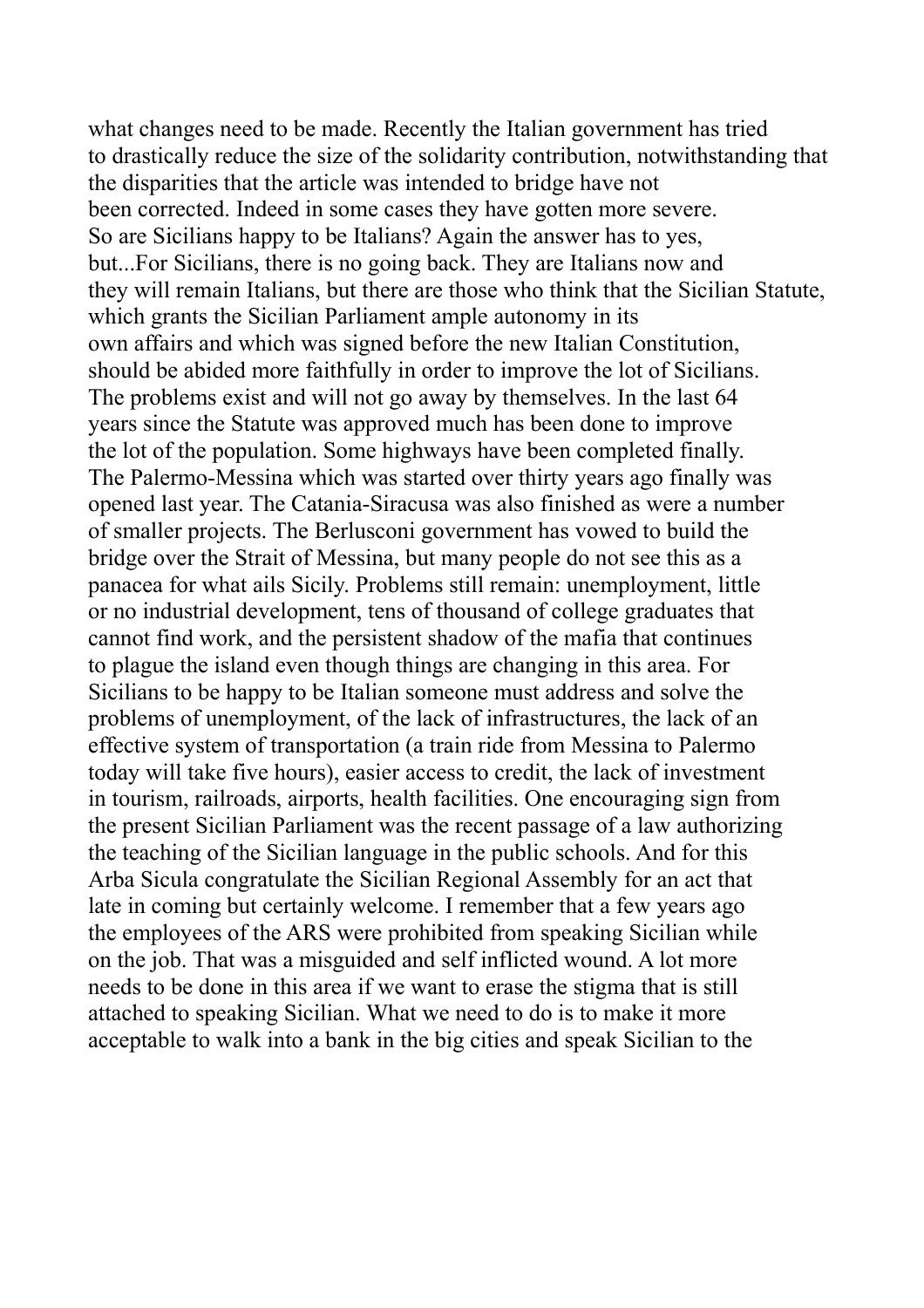what changes need to be made. Recently the Italian government has tried to drastically reduce the size of the solidarity contribution, notwithstanding that the disparities that the article was intended to bridge have not been corrected. Indeed in some cases they have gotten more severe. So are Sicilians happy to be Italians? Again the answer has to yes, but...For Sicilians, there is no going back. They are Italians now and they will remain Italians, but there are those who think that the Sicilian Statute, which grants the Sicilian Parliament ample autonomy in its own affairs and which was signed before the new Italian Constitution, should be abided more faithfully in order to improve the lot of Sicilians. The problems exist and will not go away by themselves. In the last 64 years since the Statute was approved much has been done to improve the lot of the population. Some highways have been completed finally. The Palermo-Messina which was started over thirty years ago finally was opened last year. The Catania-Siracusa was also finished as were a number of smaller projects. The Berlusconi government has vowed to build the bridge over the Strait of Messina, but many people do not see this as a panacea for what ails Sicily. Problems still remain: unemployment, little or no industrial development, tens of thousand of college graduates that cannot find work, and the persistent shadow of the mafia that continues to plague the island even though things are changing in this area. For Sicilians to be happy to be Italian someone must address and solve the problems of unemployment, of the lack of infrastructures, the lack of an effective system of transportation (a train ride from Messina to Palermo today will take five hours), easier access to credit, the lack of investment in tourism, railroads, airports, health facilities. One encouraging sign from the present Sicilian Parliament was the recent passage of a law authorizing the teaching of the Sicilian language in the public schools. And for this Arba Sicula congratulate the Sicilian Regional Assembly for an act that late in coming but certainly welcome. I remember that a few years ago the employees of the ARS were prohibited from speaking Sicilian while on the job. That was a misguided and self inflicted wound. A lot more needs to be done in this area if we want to erase the stigma that is still attached to speaking Sicilian. What we need to do is to make it more acceptable to walk into a bank in the big cities and speak Sicilian to the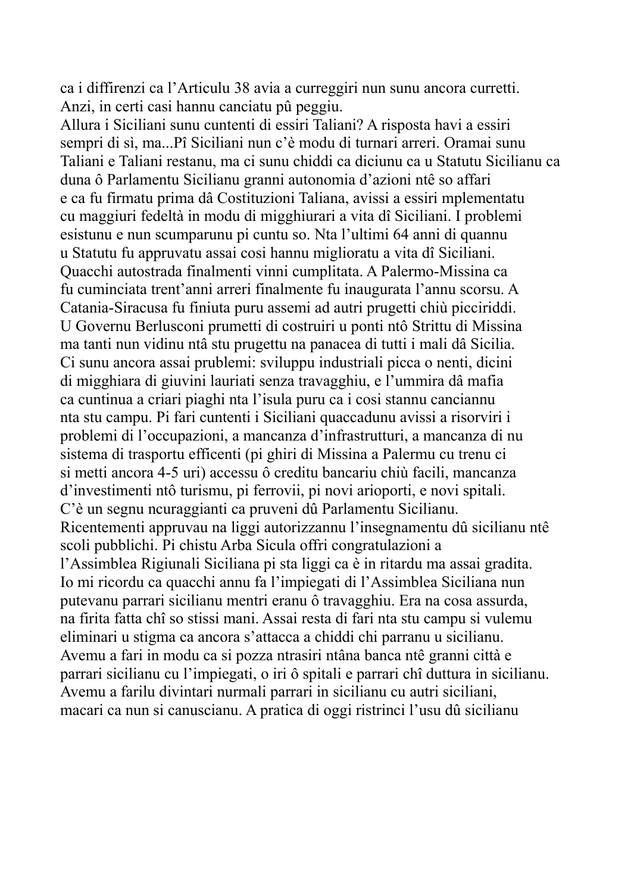ca i diffirenzi ca l'Articulu 38 avia a curreggiri nun sunu ancora curretti. Anzi, in certi casi hannu canciatu pû peggiu.

Allura i Siciliani sunu cuntenti di essiri Taliani? A risposta havi a essiri sempri di sì, ma...Pî Siciliani nun c'è modu di turnari arreri. Oramai sunu Taliani e Taliani restanu, ma ci sunu chiddi ca diciunu ca u Statutu Sicilianu ca duna ô Parlamentu Sicilianu granni autonomia d'azioni ntê so affari e ca fu firmatu prima dâ Costituzioni Taliana, avissi a essiri mplementatu cu maggiuri fedeltà in modu di migghiurari a vita dî Siciliani. I problemi esistunu e nun scumparunu pi cuntu so. Nta l'ultimi 64 anni di quannu u Statutu fu appruvatu assai cosi hannu miglioratu a vita dî Siciliani. Quacchi autostrada finalmenti vinni cumplitata. A Palermo-Missina ca fu cuminciata trent'anni arreri finalmente fu inaugurata l'annu scorsu. A Catania-Siracusa fu finiuta puru assemi ad autri prugetti chiù picciriddi. U Governu Berlusconi prumetti di costruiri u ponti ntô Strittu di Missina ma tanti nun vidinu ntâ stu prugettu na panacea di tutti i mali dâ Sicilia. Ci sunu ancora assai prublemi: sviluppu industriali picca o nenti, dicini di migghiara di giuvini lauriati senza travagghiu, e l'ummira dâ mafia ca cuntinua a criari piaghi nta l'isula puru ca i cosi stannu canciannu nta stu campu. Pi fari cuntenti i Siciliani quaccadunu avissi a risorviri i problemi di l'occupazioni, a mancanza d'infrastrutturi, a mancanza di nu sistema di trasportu efficenti (pi ghiri di Missina a Palermu cu trenu ci si metti ancora 4-5 uri) accessu ô creditu bancariu chiù facili, mancanza d'investimenti ntô turismu, pi ferrovii, pi novi arioporti, e novi spitali. C'è un segnu ncuraggianti ca pruveni dû Parlamentu Sicilianu. Ricentementi appruvau na liggi autorizzannu l'insegnamentu dû sicilianu ntê scoli pubblichi. Pi chistu Arba Sicula offri congratulazioni a l'Assemblea Rigiunali Siciliana pi sta liggi ca è in ritardu ma assai gradita. Io mi ricordu ca quacchi annu fa l'impiegati di l'Assemblea Siciliana nun putevanu parrari sicilianu mentri eranu ô travagghiu. Era na cosa assurda, na firita fatta chî so stissi mani. Assai resta di fari nta stu campu si vulemu eliminari u stigma ca ancora s'attacca a chiddi chi parranu u sicilianu. Avemu a fari in modu ca si pozza ntrasiri ntâna banca ntê granni città e parrari sicilianu cu l'impiegati, o iri ô spitali e parrari chî duttura in sicilianu. Avemu a farilu divintari nurmali parrari in sicilianu cu autri siciliani, macari ca nun si canuscianu. A pratica di oggi ristrinci l'usu dû sicilianu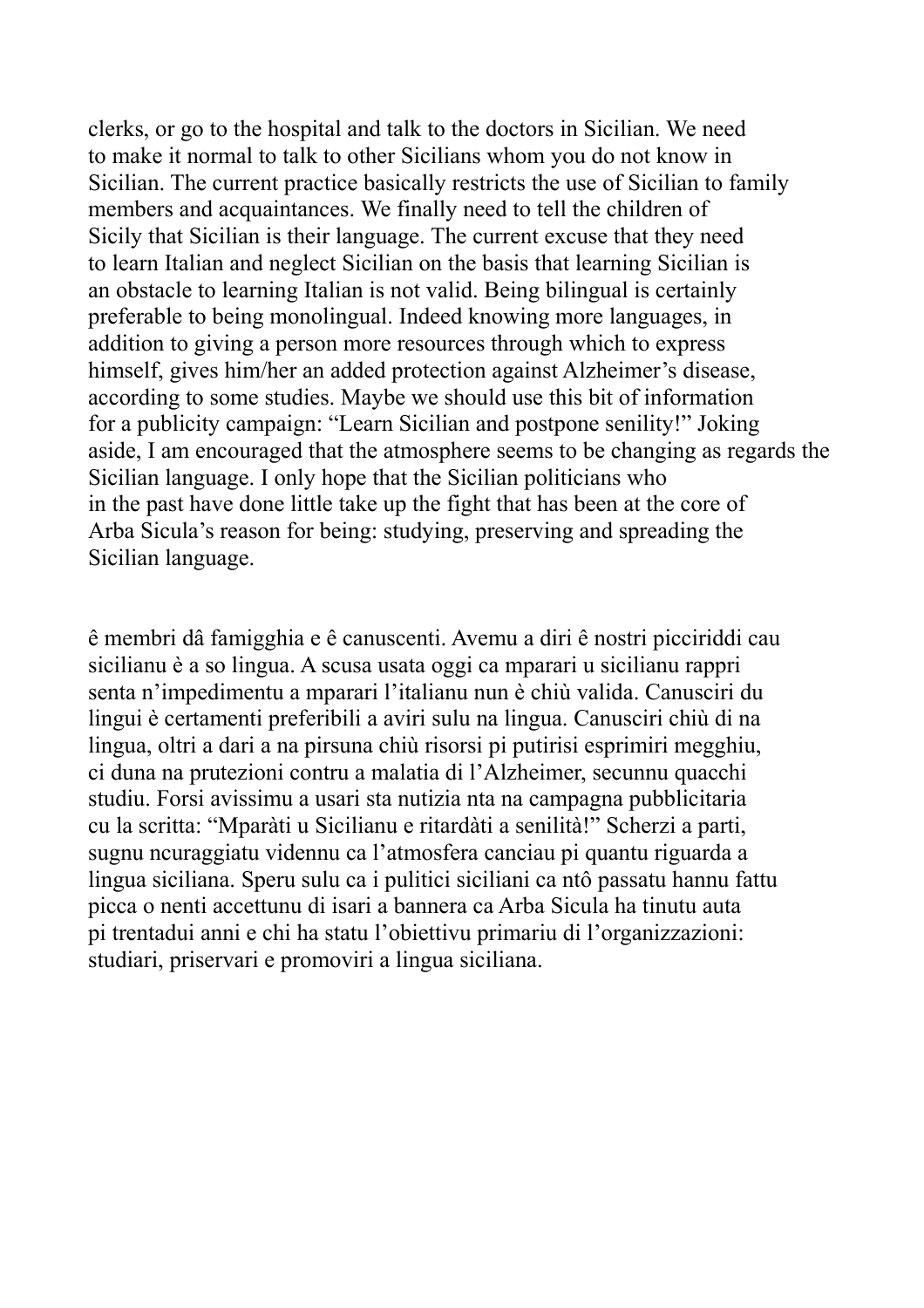clerks, or go to the hospital and talk to the doctors in Sicilian. We need to make it normal to talk to other Sicilians whom you do not know in Sicilian. The current practice basically restricts the use of Sicilian to family members and acquaintances. We finally need to tell the children of Sicily that Sicilian is their language. The current excuse that they need to learn Italian and neglect Sicilian on the basis that learning Sicilian is an obstacle to learning Italian is not valid. Being bilingual is certainly preferable to being monolingual. Indeed knowing more languages, in addition to giving a person more resources through which to express himself, gives him/her an added protection against Alzheimer's disease, according to some studies. Maybe we should use this bit of information for a publicity campaign: "Learn Sicilian and postpone senility!" Joking aside, I am encouraged that the atmosphere seems to be changing as regards the Sicilian language. I only hope that the Sicilian politicians who in the past have done little take up the fight that has been at the core of Arba Sicula's reason for being: studying, preserving and spreading the Sicilian language.

ê membri dâ famigghia e ê canuscenti. Avemu a diri ê nostri picciriddi cau sicilianu è a so lingua. A scusa usata oggi ca mparari u sicilianu rappri senta n'impedimentu a mparari l'italianu nun è chiù valida. Canusciri du lingui è certamenti preferibili a aviri sulu na lingua. Canusciri chiù di na lingua, oltri a dari a na pirsuna chiù risorsi pi putirisi esprimiri megghiu, ci duna na prutezioni contru a malatia di l'Alzheimer, secunnu quacchi studiu. Forsi avissimu a usari sta nutizia nta na campagna pubblicitaria cu la scritta: "Mparàti u Sicilianu e ritardàti a senilità!" Scherzi a parti, sugnu ncuraggiatu vidennu ca l'atmosfera canciau pi quantu riguarda a lingua siciliana. Speru sulu ca i pulitici siciliani ca ntô passatu hannu fattu picca o nenti accettunu di isari a bannera ca Arba Sicula ha tinutu auta pi trentadui anni e chi ha statu l'obiettivu primariu di l'organizzazioni: studiari, priservari e promoviri a lingua siciliana.